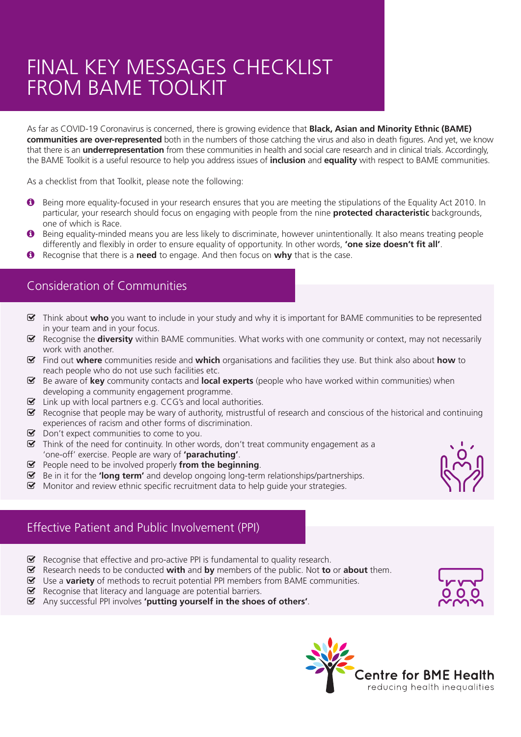# FINAL KEY MESSAGES CHECKLIST FROM BAME TOOLKIT

As far as COVID-19 Coronavirus is concerned, there is growing evidence that **Black, Asian and Minority Ethnic (BAME) communities are over-represented** both in the numbers of those catching the virus and also in death figures. And yet, we know that there is an **underrepresentation** from these communities in health and social care research and in clinical trials. Accordingly, the BAME Toolkit is a useful resource to help you address issues of **inclusion** and **equality** with respect to BAME communities.

As a checklist from that Toolkit, please note the following:

- Being more equality-focused in your research ensures that you are meeting the stipulations of the Equality Act 2010. In particular, your research should focus on engaging with people from the nine **protected characteristic** backgrounds, one of which is Race.
- Being equality-minded means you are less likely to discriminate, however unintentionally. It also means treating people differently and flexibly in order to ensure equality of opportunity. In other words, **'one size doesn't fit all'**.
- Recognise that there is a **need** to engage. And then focus on **why** that is the case.

## Consideration of Communities

- Think about **who** you want to include in your study and why it is important for BAME communities to be represented in your team and in your focus.
- Recognise the **diversity** within BAME communities. What works with one community or context, may not necessarily work with another.
- Find out **where** communities reside and **which** organisations and facilities they use. But think also about **how** to reach people who do not use such facilities etc.
- Be aware of **key** community contacts and **local experts** (people who have worked within communities) when developing a community engagement programme.
- Link up with local partners e.g. CCG's and local authorities.
- Recognise that people may be wary of authority, mistrustful of research and conscious of the historical and continuing experiences of racism and other forms of discrimination.
- Don't expect communities to come to you.
- Think of the need for continuity. In other words, don't treat community engagement as a 'one-off' exercise. People are wary of **'parachuting'**.
- People need to be involved properly **from the beginning**.
- Be in it for the **'long term'** and develop ongoing long-term relationships/partnerships.
- Monitor and review ethnic specific recruitment data to help guide your strategies.

## Effective Patient and Public Involvement (PPI)

- Recognise that effective and pro-active PPI is fundamental to quality research.
- Research needs to be conducted **with** and **by** members of the public. Not **to** or **about** them.
- Use a **variety** of methods to recruit potential PPI members from BAME communities.
- Recognise that literacy and language are potential barriers.
- Any successful PPI involves **'putting yourself in the shoes of others'**.

Centre for BME Health
reducing health inequalities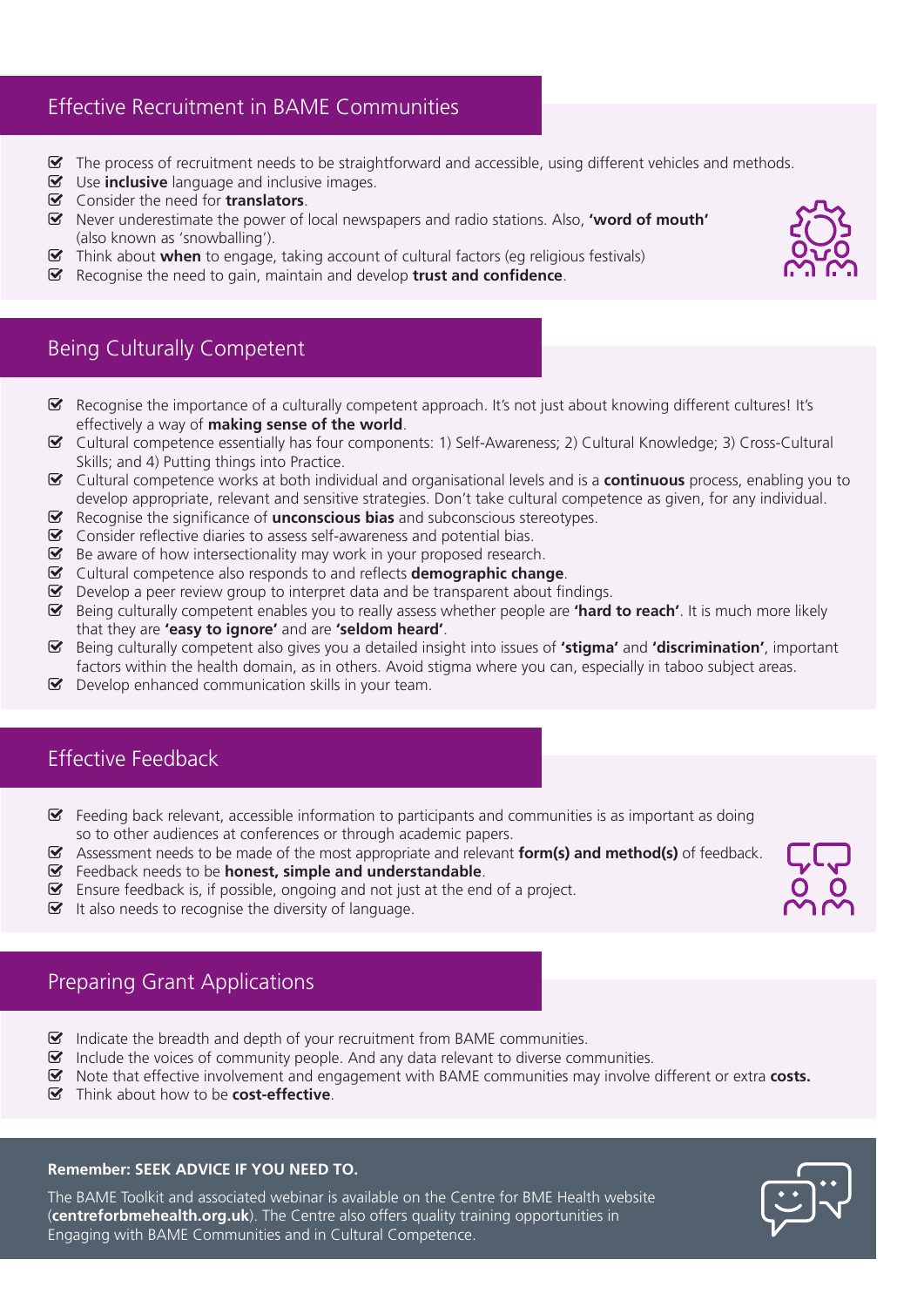## Effective Recruitment in BAME Communities

- The process of recruitment needs to be straightforward and accessible, using different vehicles and methods.
- Use **inclusive** language and inclusive images.
- Consider the need for **translators**.
- Never underestimate the power of local newspapers and radio stations. Also, **'word of mouth'** (also known as 'snowballing').
- Think about **when** to engage, taking account of cultural factors (eg religious festivals)
- Recognise the need to gain, maintain and develop **trust and confidence**.

## Being Culturally Competent

- Recognise the importance of a culturally competent approach. It's not just about knowing different cultures! It's effectively a way of **making sense of the world**.
- Cultural competence essentially has four components: 1) Self-Awareness; 2) Cultural Knowledge; 3) Cross-Cultural Skills; and 4) Putting things into Practice.
- Cultural competence works at both individual and organisational levels and is a **continuous** process, enabling you to develop appropriate, relevant and sensitive strategies. Don't take cultural competence as given, for any individual.
- Recognise the significance of **unconscious bias** and subconscious stereotypes.
- Consider reflective diaries to assess self-awareness and potential bias.
- Be aware of how intersectionality may work in your proposed research.
- Cultural competence also responds to and reflects **demographic change**.
- Develop a peer review group to interpret data and be transparent about findings.
- Being culturally competent enables you to really assess whether people are **'hard to reach'**. It is much more likely that they are **'easy to ignore'** and are **'seldom heard'**.
- Being culturally competent also gives you a detailed insight into issues of **'stigma'** and **'discrimination'**, important factors within the health domain, as in others. Avoid stigma where you can, especially in taboo subject areas.
- Develop enhanced communication skills in your team.

## Effective Feedback

- Feeding back relevant, accessible information to participants and communities is as important as doing so to other audiences at conferences or through academic papers.
- Assessment needs to be made of the most appropriate and relevant **form(s) and method(s)** of feedback.
- Feedback needs to be **honest, simple and understandable**.
- Ensure feedback is, if possible, ongoing and not just at the end of a project.
- It also needs to recognise the diversity of language.

## Preparing Grant Applications

- Indicate the breadth and depth of your recruitment from BAME communities.
- Include the voices of community people. And any data relevant to diverse communities.
- Note that effective involvement and engagement with BAME communities may involve different or extra **costs.**
- Think about how to be **cost-effective**.

**Remember: SEEK ADVICE IF YOU NEED TO.**

The BAME Toolkit and associated webinar is available on the Centre for BME Health website (**centreforbmehealth.org.uk**). The Centre also offers quality training opportunities in Engaging with BAME Communities and in Cultural Competence.